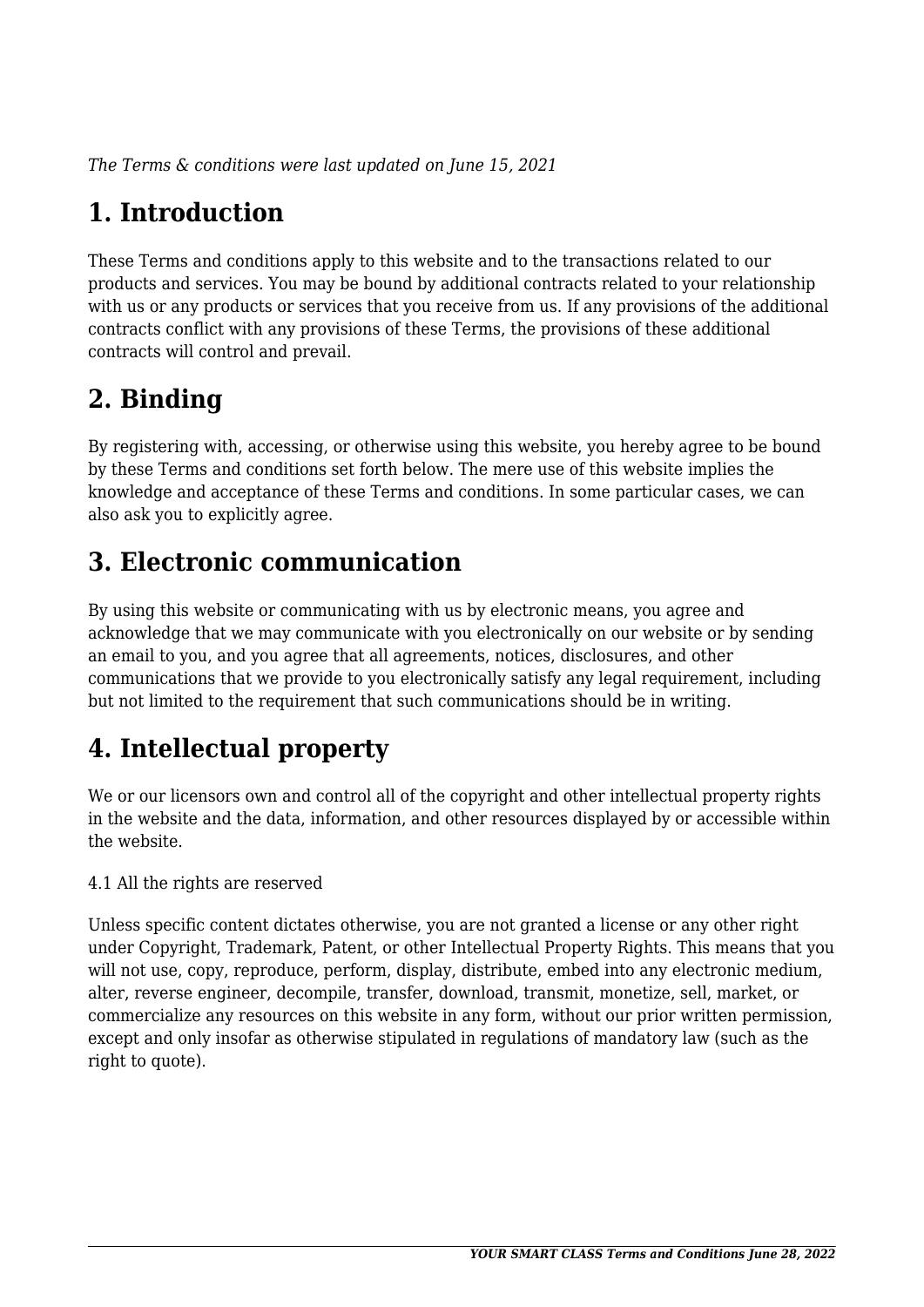*The Terms & conditions were last updated on June 15, 2021*

# 1. Introduction

These Terms and conditions apply to this website and to the transactions related to our products and services. You may be bound by additional contracts related to your relationship with us or any products or services that you receive from us. If any provisions of the additional contracts conflict with any provisions of these Terms, the provisions of these additional contracts will control and prevail.

# 2. Binding

By registering with, accessing, or otherwise using this website, you hereby agree to be bound by these Terms and conditions set forth below. The mere use of this website implies the knowledge and acceptance of these Terms and conditions. In some particular cases, we can also ask you to explicitly agree.

# 3. Electronic communication

By using this website or communicating with us by electronic means, you agree and acknowledge that we may communicate with you electronically on our website or by sending an email to you, and you agree that all agreements, notices, disclosures, and other communications that we provide to you electronically satisfy any legal requirement, including but not limited to the requirement that such communications should be in writing.

# 4. Intellectual property

We or our licensors own and control all of the copyright and other intellectual property rights in the website and the data, information, and other resources displayed by or accessible within the website.

4.1 All the rights are reserved

Unless specific content dictates otherwise, you are not granted a license or any other right under Copyright, Trademark, Patent, or other Intellectual Property Rights. This means that you will not use, copy, reproduce, perform, display, distribute, embed into any electronic medium, alter, reverse engineer, decompile, transfer, download, transmit, monetize, sell, market, or commercialize any resources on this website in any form, without our prior written permission, except and only insofar as otherwise stipulated in regulations of mandatory law (such as the right to quote).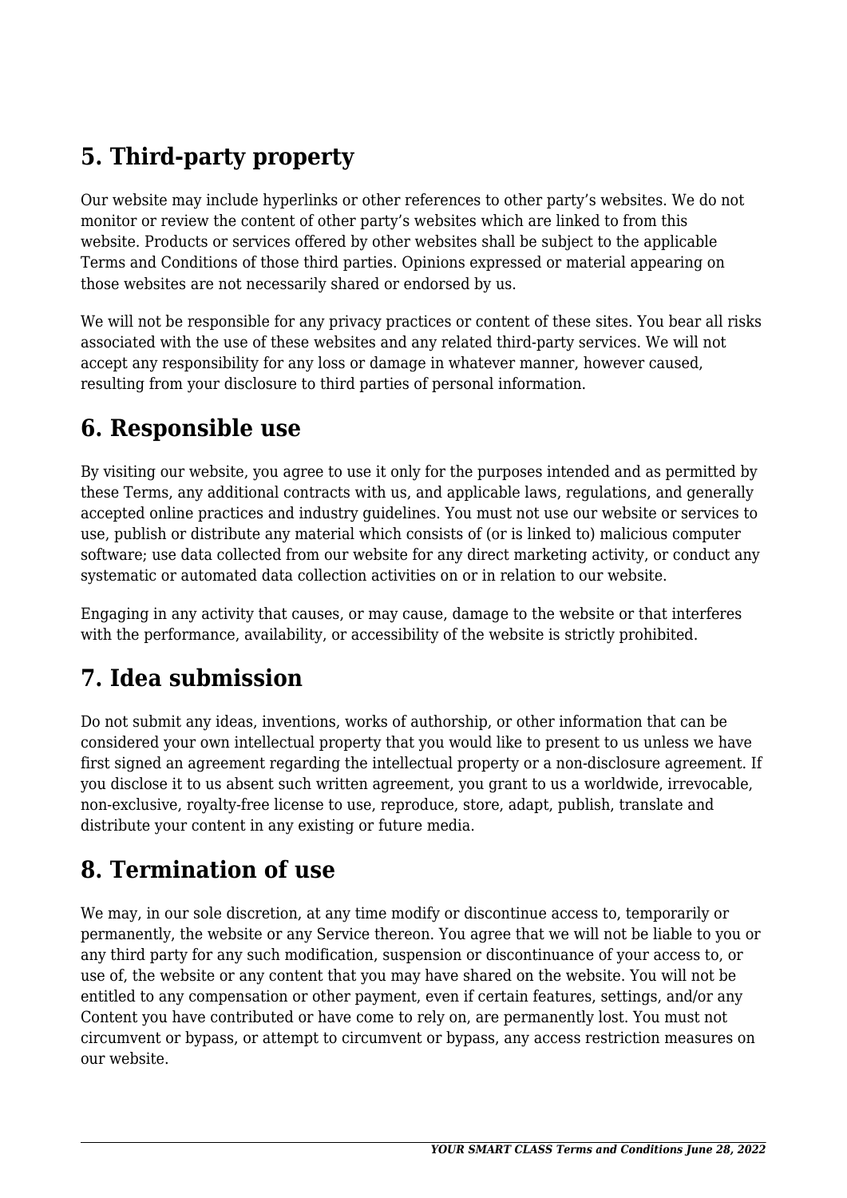## 5. Third-party property

Our website may include hyperlinks or other references to other party's websites. We do not monitor or review the content of other party's websites which are linked to from this website. Products or services offered by other websites shall be subject to the applicable Terms and Conditions of those third parties. Opinions expressed or material appearing on those websites are not necessarily shared or endorsed by us.

We will not be responsible for any privacy practices or content of these sites. You bear all risks associated with the use of these websites and any related third-party services. We will not accept any responsibility for any loss or damage in whatever manner, however caused, resulting from your disclosure to third parties of personal information.

## 6. Responsible use

By visiting our website, you agree to use it only for the purposes intended and as permitted by these Terms, any additional contracts with us, and applicable laws, regulations, and generally accepted online practices and industry guidelines. You must not use our website or services to use, publish or distribute any material which consists of (or is linked to) malicious computer software; use data collected from our website for any direct marketing activity, or conduct any systematic or automated data collection activities on or in relation to our website.

Engaging in any activity that causes, or may cause, damage to the website or that interferes with the performance, availability, or accessibility of the website is strictly prohibited.

## 7. Idea submission

Do not submit any ideas, inventions, works of authorship, or other information that can be considered your own intellectual property that you would like to present to us unless we have first signed an agreement regarding the intellectual property or a non-disclosure agreement. If you disclose it to us absent such written agreement, you grant to us a worldwide, irrevocable, non-exclusive, royalty-free license to use, reproduce, store, adapt, publish, translate and distribute your content in any existing or future media.

## 8. Termination of use

We may, in our sole discretion, at any time modify or discontinue access to, temporarily or permanently, the website or any Service thereon. You agree that we will not be liable to you or any third party for any such modification, suspension or discontinuance of your access to, or use of, the website or any content that you may have shared on the website. You will not be entitled to any compensation or other payment, even if certain features, settings, and/or any Content you have contributed or have come to rely on, are permanently lost. You must not circumvent or bypass, or attempt to circumvent or bypass, any access restriction measures on our website.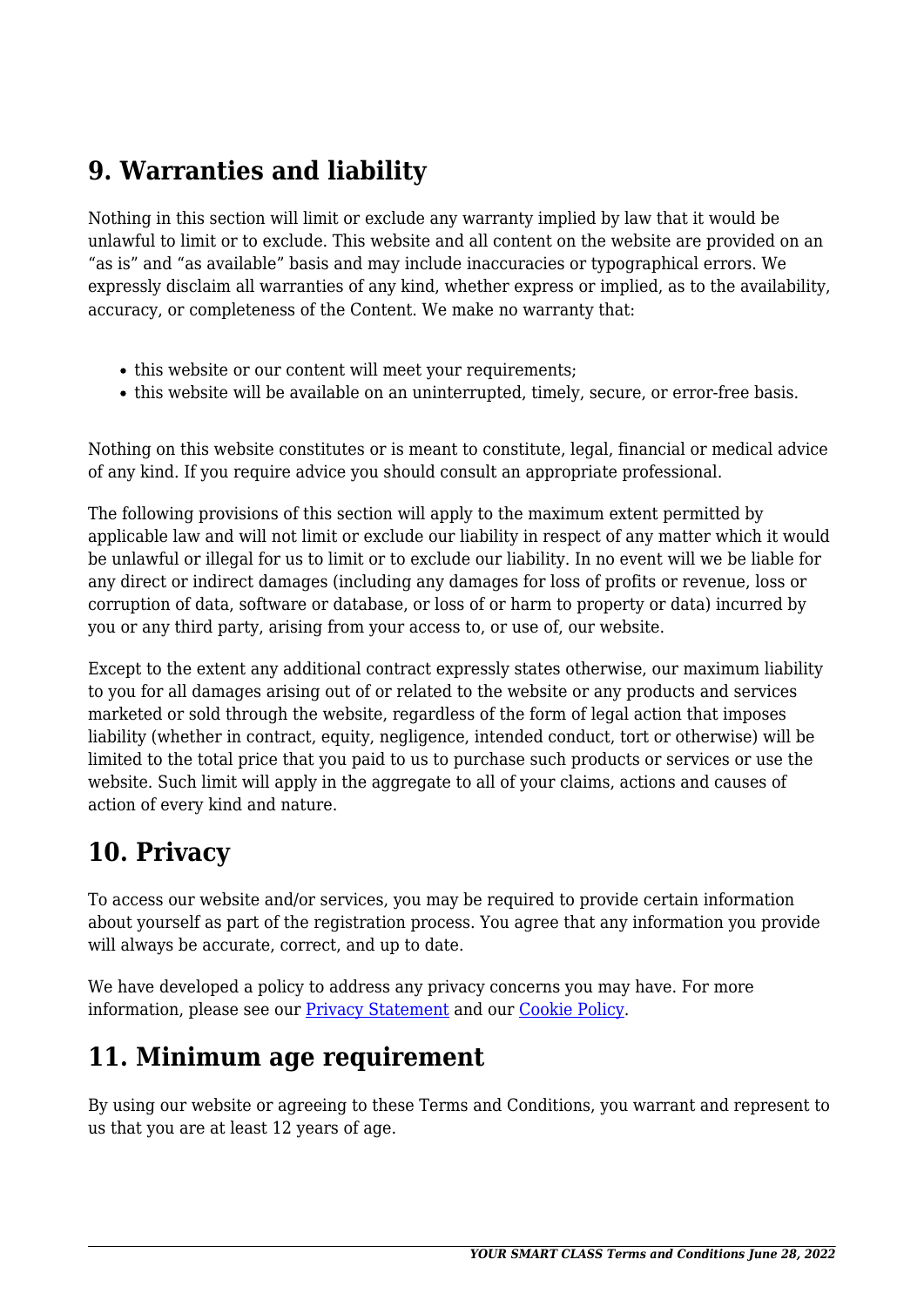## 9. Warranties and liability

Nothing in this section will limit or exclude any warranty implied by law that it would be unlawful to limit or to exclude. This website and all content on the website are provided on an "as is" and "as available" basis and may include inaccuracies or typographical errors. We expressly disclaim all warranties of any kind, whether express or implied, as to the availability, accuracy, or completeness of the Content. We make no warranty that:

- this website or our content will meet your requirements;
- this website will be available on an uninterrupted, timely, secure, or error-free basis.

Nothing on this website constitutes or is meant to constitute, legal, financial or medical advice of any kind. If you require advice you should consult an appropriate professional.

The following provisions of this section will apply to the maximum extent permitted by applicable law and will not limit or exclude our liability in respect of any matter which it would be unlawful or illegal for us to limit or to exclude our liability. In no event will we be liable for any direct or indirect damages (including any damages for loss of profits or revenue, loss or corruption of data, software or database, or loss of or harm to property or data) incurred by you or any third party, arising from your access to, or use of, our website.

Except to the extent any additional contract expressly states otherwise, our maximum liability to you for all damages arising out of or related to the website or any products and services marketed or sold through the website, regardless of the form of legal action that imposes liability (whether in contract, equity, negligence, intended conduct, tort or otherwise) will be limited to the total price that you paid to us to purchase such products or services or use the website. Such limit will apply in the aggregate to all of your claims, actions and causes of action of every kind and nature.

## 10. Privacy

To access our website and/or services, you may be required to provide certain information about yourself as part of the registration process. You agree that any information you provide will always be accurate, correct, and up to date.

We have developed a policy to address any privacy concerns you may have. For more information, please see our [Privacy Statement](#) and our [Cookie Policy](#).

## 11. Minimum age requirement

By using our website or agreeing to these Terms and Conditions, you warrant and represent to us that you are at least 12 years of age.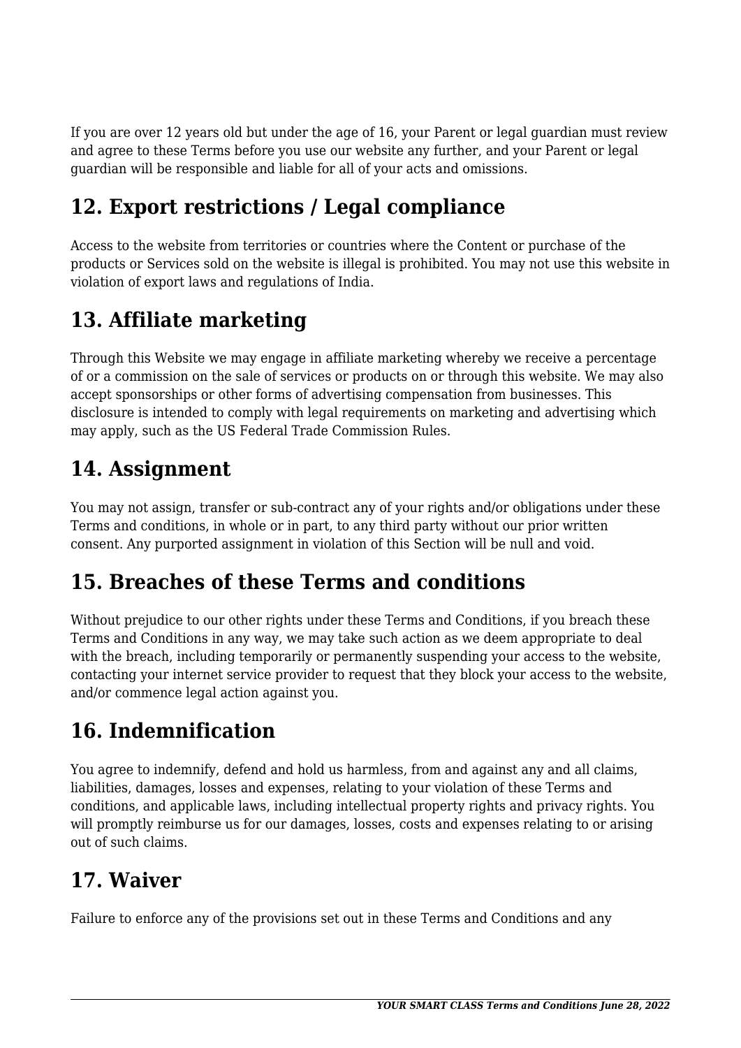If you are over 12 years old but under the age of 16, your Parent or legal guardian must review and agree to these Terms before you use our website any further, and your Parent or legal guardian will be responsible and liable for all of your acts and omissions.

## 12. Export restrictions / Legal compliance

Access to the website from territories or countries where the Content or purchase of the products or Services sold on the website is illegal is prohibited. You may not use this website in violation of export laws and regulations of India.

## 13. Affiliate marketing

Through this Website we may engage in affiliate marketing whereby we receive a percentage of or a commission on the sale of services or products on or through this website. We may also accept sponsorships or other forms of advertising compensation from businesses. This disclosure is intended to comply with legal requirements on marketing and advertising which may apply, such as the US Federal Trade Commission Rules.

## 14. Assignment

You may not assign, transfer or sub-contract any of your rights and/or obligations under these Terms and conditions, in whole or in part, to any third party without our prior written consent. Any purported assignment in violation of this Section will be null and void.

## 15. Breaches of these Terms and conditions

Without prejudice to our other rights under these Terms and Conditions, if you breach these Terms and Conditions in any way, we may take such action as we deem appropriate to deal with the breach, including temporarily or permanently suspending your access to the website, contacting your internet service provider to request that they block your access to the website, and/or commence legal action against you.

## 16. Indemnification

You agree to indemnify, defend and hold us harmless, from and against any and all claims, liabilities, damages, losses and expenses, relating to your violation of these Terms and conditions, and applicable laws, including intellectual property rights and privacy rights. You will promptly reimburse us for our damages, losses, costs and expenses relating to or arising out of such claims.

## 17. Waiver

Failure to enforce any of the provisions set out in these Terms and Conditions and any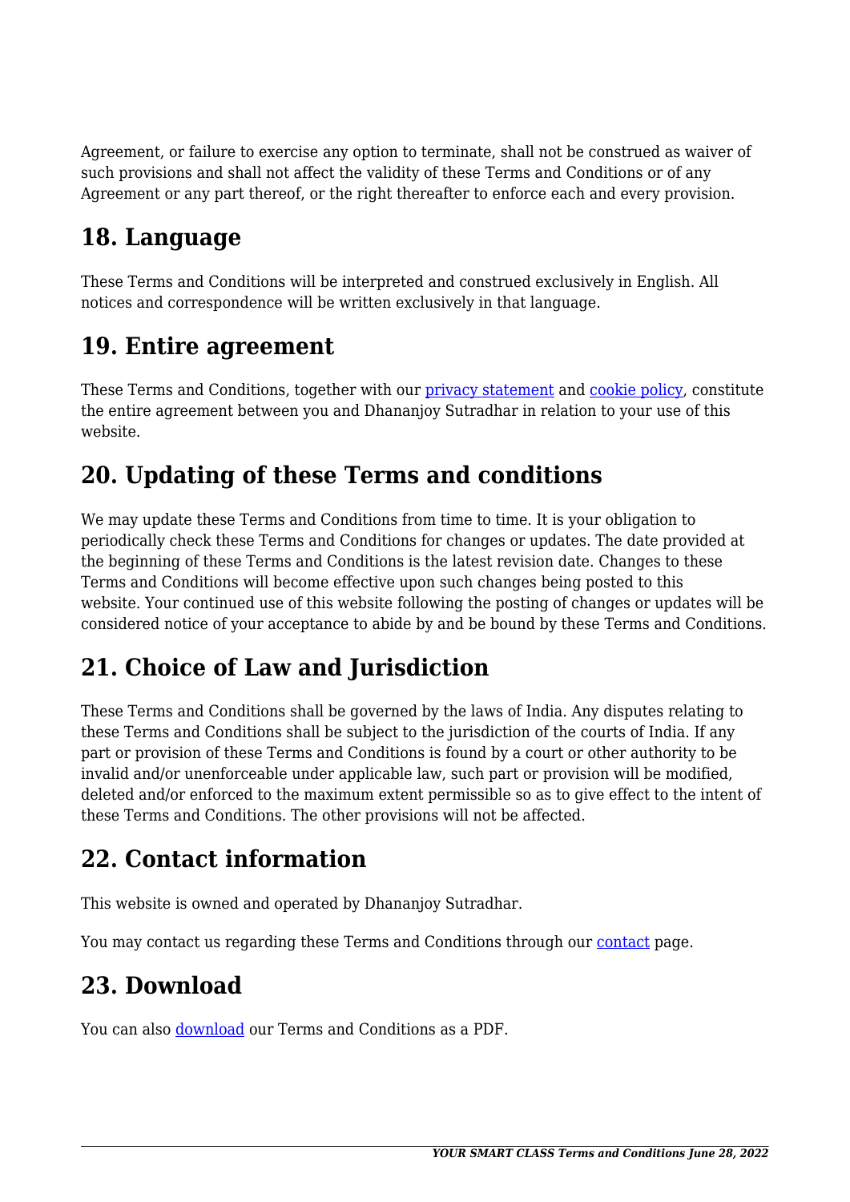Agreement, or failure to exercise any option to terminate, shall not be construed as waiver of such provisions and shall not affect the validity of these Terms and Conditions or of any Agreement or any part thereof, or the right thereafter to enforce each and every provision.

## 18. Language

These Terms and Conditions will be interpreted and construed exclusively in English. All notices and correspondence will be written exclusively in that language.

## 19. Entire agreement

These Terms and Conditions, together with our privacy statement and cookie policy, constitute the entire agreement between you and Dhananjoy Sutradhar in relation to your use of this website.

## 20. Updating of these Terms and conditions

We may update these Terms and Conditions from time to time. It is your obligation to periodically check these Terms and Conditions for changes or updates. The date provided at the beginning of these Terms and Conditions is the latest revision date. Changes to these Terms and Conditions will become effective upon such changes being posted to this website. Your continued use of this website following the posting of changes or updates will be considered notice of your acceptance to abide by and be bound by these Terms and Conditions.

## 21. Choice of Law and Jurisdiction

These Terms and Conditions shall be governed by the laws of India. Any disputes relating to these Terms and Conditions shall be subject to the jurisdiction of the courts of India. If any part or provision of these Terms and Conditions is found by a court or other authority to be invalid and/or unenforceable under applicable law, such part or provision will be modified, deleted and/or enforced to the maximum extent permissible so as to give effect to the intent of these Terms and Conditions. The other provisions will not be affected.

## 22. Contact information

This website is owned and operated by Dhananjoy Sutradhar.

You may contact us regarding these Terms and Conditions through our contact page.

## 23. Download

You can also download our Terms and Conditions as a PDF.